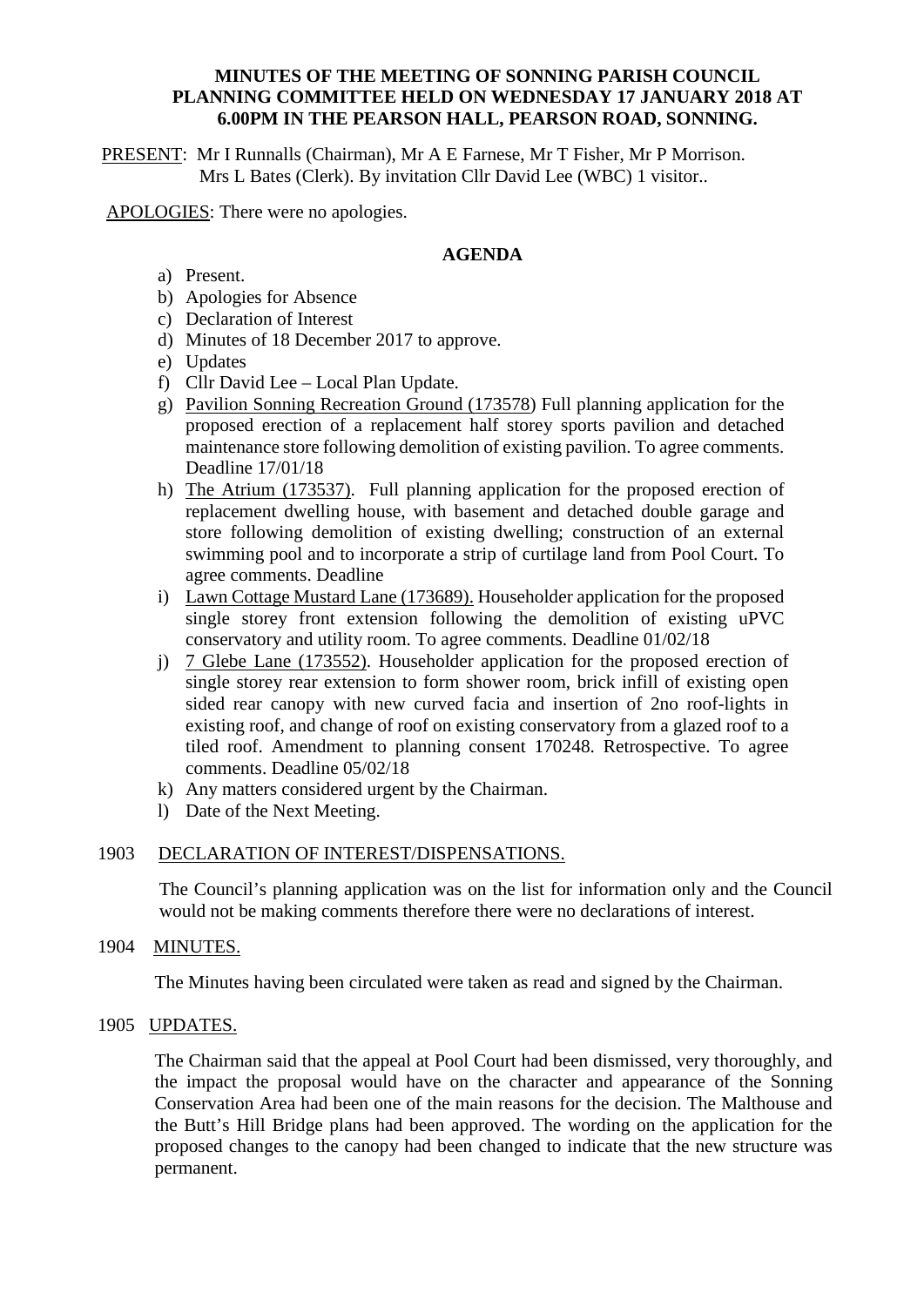**MINUTES OF THE MEETING OF SONNING PARISH COUNCIL PLANNING COMMITTEE HELD ON WEDNESDAY 17 JANUARY 2018 AT 6.00PM IN THE PEARSON HALL, PEARSON ROAD, SONNING.**

PRESENT: Mr I Runnalls (Chairman), Mr A E Farnese, Mr T Fisher, Mr P Morrison. Mrs L Bates (Clerk). By invitation Cllr David Lee (WBC) 1 visitor..

APOLOGIES: There were no apologies.

**AGENDA**

a) Present.
b) Apologies for Absence
c) Declaration of Interest
d) Minutes of 18 December 2017 to approve.
e) Updates
f) Cllr David Lee – Local Plan Update.
g) Pavilion Sonning Recreation Ground (173578) Full planning application for the proposed erection of a replacement half storey sports pavilion and detached maintenance store following demolition of existing pavilion. To agree comments. Deadline 17/01/18
h) The Atrium (173537). Full planning application for the proposed erection of replacement dwelling house, with basement and detached double garage and store following demolition of existing dwelling; construction of an external swimming pool and to incorporate a strip of curtilage land from Pool Court. To agree comments. Deadline
i) Lawn Cottage Mustard Lane (173689). Householder application for the proposed single storey front extension following the demolition of existing uPVC conservatory and utility room. To agree comments. Deadline 01/02/18
j) 7 Glebe Lane (173552). Householder application for the proposed erection of single storey rear extension to form shower room, brick infill of existing open sided rear canopy with new curved facia and insertion of 2no roof-lights in existing roof, and change of roof on existing conservatory from a glazed roof to a tiled roof. Amendment to planning consent 170248. Retrospective. To agree comments. Deadline 05/02/18
k) Any matters considered urgent by the Chairman.
l) Date of the Next Meeting.

1903 DECLARATION OF INTEREST/DISPENSATIONS.

The Council's planning application was on the list for information only and the Council would not be making comments therefore there were no declarations of interest.

1904 MINUTES.

The Minutes having been circulated were taken as read and signed by the Chairman.

1905 UPDATES.

The Chairman said that the appeal at Pool Court had been dismissed, very thoroughly, and the impact the proposal would have on the character and appearance of the Sonning Conservation Area had been one of the main reasons for the decision. The Malthouse and the Butt's Hill Bridge plans had been approved. The wording on the application for the proposed changes to the canopy had been changed to indicate that the new structure was permanent.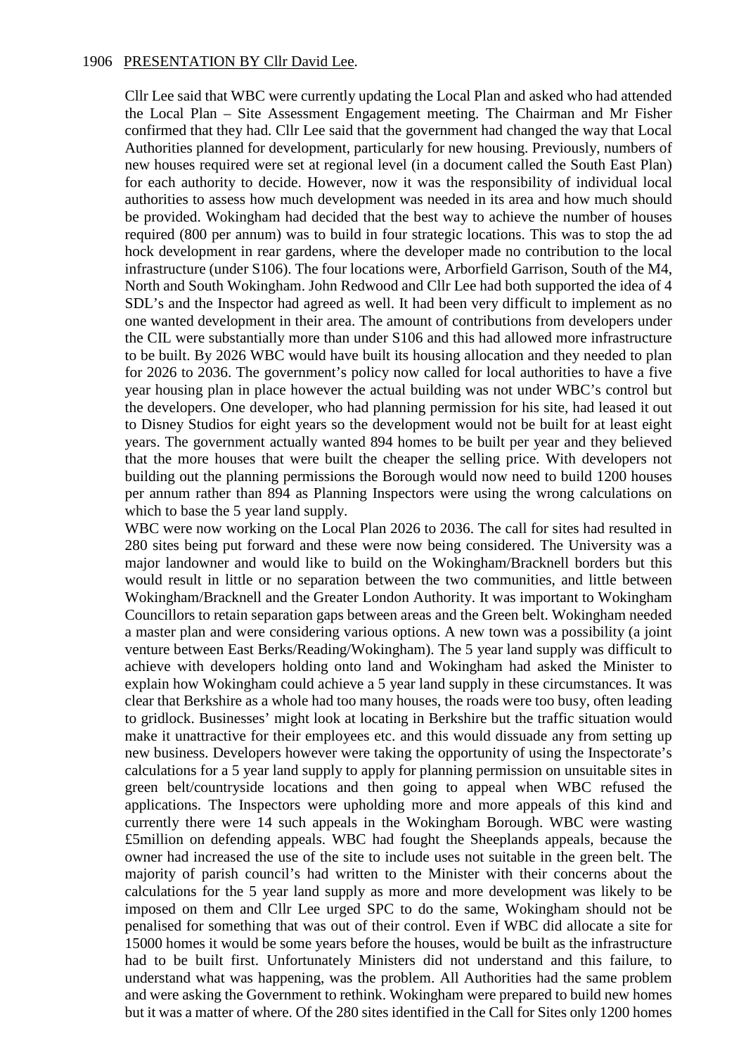1906 PRESENTATION BY Cllr David Lee.

Cllr Lee said that WBC were currently updating the Local Plan and asked who had attended the Local Plan – Site Assessment Engagement meeting. The Chairman and Mr Fisher confirmed that they had. Cllr Lee said that the government had changed the way that Local Authorities planned for development, particularly for new housing. Previously, numbers of new houses required were set at regional level (in a document called the South East Plan) for each authority to decide. However, now it was the responsibility of individual local authorities to assess how much development was needed in its area and how much should be provided. Wokingham had decided that the best way to achieve the number of houses required (800 per annum) was to build in four strategic locations. This was to stop the ad hock development in rear gardens, where the developer made no contribution to the local infrastructure (under S106). The four locations were, Arborfield Garrison, South of the M4, North and South Wokingham. John Redwood and Cllr Lee had both supported the idea of 4 SDL's and the Inspector had agreed as well. It had been very difficult to implement as no one wanted development in their area. The amount of contributions from developers under the CIL were substantially more than under S106 and this had allowed more infrastructure to be built. By 2026 WBC would have built its housing allocation and they needed to plan for 2026 to 2036. The government's policy now called for local authorities to have a five year housing plan in place however the actual building was not under WBC's control but the developers. One developer, who had planning permission for his site, had leased it out to Disney Studios for eight years so the development would not be built for at least eight years. The government actually wanted 894 homes to be built per year and they believed that the more houses that were built the cheaper the selling price. With developers not building out the planning permissions the Borough would now need to build 1200 houses per annum rather than 894 as Planning Inspectors were using the wrong calculations on which to base the 5 year land supply.

WBC were now working on the Local Plan 2026 to 2036. The call for sites had resulted in 280 sites being put forward and these were now being considered. The University was a major landowner and would like to build on the Wokingham/Bracknell borders but this would result in little or no separation between the two communities, and little between Wokingham/Bracknell and the Greater London Authority. It was important to Wokingham Councillors to retain separation gaps between areas and the Green belt. Wokingham needed a master plan and were considering various options. A new town was a possibility (a joint venture between East Berks/Reading/Wokingham). The 5 year land supply was difficult to achieve with developers holding onto land and Wokingham had asked the Minister to explain how Wokingham could achieve a 5 year land supply in these circumstances. It was clear that Berkshire as a whole had too many houses, the roads were too busy, often leading to gridlock. Businesses' might look at locating in Berkshire but the traffic situation would make it unattractive for their employees etc. and this would dissuade any from setting up new business. Developers however were taking the opportunity of using the Inspectorate's calculations for a 5 year land supply to apply for planning permission on unsuitable sites in green belt/countryside locations and then going to appeal when WBC refused the applications. The Inspectors were upholding more and more appeals of this kind and currently there were 14 such appeals in the Wokingham Borough. WBC were wasting £5million on defending appeals. WBC had fought the Sheeplands appeals, because the owner had increased the use of the site to include uses not suitable in the green belt. The majority of parish council's had written to the Minister with their concerns about the calculations for the 5 year land supply as more and more development was likely to be imposed on them and Cllr Lee urged SPC to do the same, Wokingham should not be penalised for something that was out of their control. Even if WBC did allocate a site for 15000 homes it would be some years before the houses, would be built as the infrastructure had to be built first. Unfortunately Ministers did not understand and this failure, to understand what was happening, was the problem. All Authorities had the same problem and were asking the Government to rethink. Wokingham were prepared to build new homes but it was a matter of where. Of the 280 sites identified in the Call for Sites only 1200 homes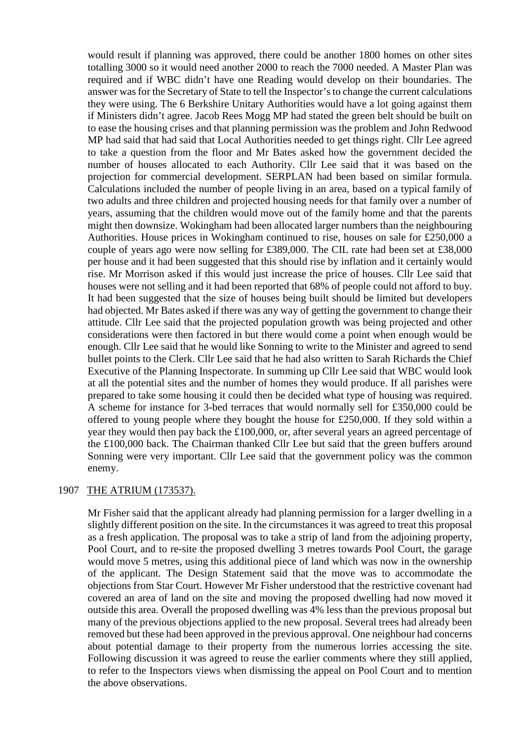would result if planning was approved, there could be another 1800 homes on other sites totalling 3000 so it would need another 2000 to reach the 7000 needed. A Master Plan was required and if WBC didn't have one Reading would develop on their boundaries. The answer was for the Secretary of State to tell the Inspector's to change the current calculations they were using. The 6 Berkshire Unitary Authorities would have a lot going against them if Ministers didn't agree. Jacob Rees Mogg MP had stated the green belt should be built on to ease the housing crises and that planning permission was the problem and John Redwood MP had said that had said that Local Authorities needed to get things right. Cllr Lee agreed to take a question from the floor and Mr Bates asked how the government decided the number of houses allocated to each Authority. Cllr Lee said that it was based on the projection for commercial development. SERPLAN had been based on similar formula. Calculations included the number of people living in an area, based on a typical family of two adults and three children and projected housing needs for that family over a number of years, assuming that the children would move out of the family home and that the parents might then downsize. Wokingham had been allocated larger numbers than the neighbouring Authorities. House prices in Wokingham continued to rise, houses on sale for £250,000 a couple of years ago were now selling for £389,000. The CIL rate had been set at £38,000 per house and it had been suggested that this should rise by inflation and it certainly would rise. Mr Morrison asked if this would just increase the price of houses. Cllr Lee said that houses were not selling and it had been reported that 68% of people could not afford to buy. It had been suggested that the size of houses being built should be limited but developers had objected. Mr Bates asked if there was any way of getting the government to change their attitude. Cllr Lee said that the projected population growth was being projected and other considerations were then factored in but there would come a point when enough would be enough. Cllr Lee said that he would like Sonning to write to the Minister and agreed to send bullet points to the Clerk. Cllr Lee said that he had also written to Sarah Richards the Chief Executive of the Planning Inspectorate. In summing up Cllr Lee said that WBC would look at all the potential sites and the number of homes they would produce. If all parishes were prepared to take some housing it could then be decided what type of housing was required. A scheme for instance for 3-bed terraces that would normally sell for £350,000 could be offered to young people where they bought the house for £250,000. If they sold within a year they would then pay back the £100,000, or, after several years an agreed percentage of the £100,000 back. The Chairman thanked Cllr Lee but said that the green buffers around Sonning were very important. Cllr Lee said that the government policy was the common enemy.

1907 THE ATRIUM (173537).

Mr Fisher said that the applicant already had planning permission for a larger dwelling in a slightly different position on the site. In the circumstances it was agreed to treat this proposal as a fresh application. The proposal was to take a strip of land from the adjoining property, Pool Court, and to re-site the proposed dwelling 3 metres towards Pool Court, the garage would move 5 metres, using this additional piece of land which was now in the ownership of the applicant. The Design Statement said that the move was to accommodate the objections from Star Court. However Mr Fisher understood that the restrictive covenant had covered an area of land on the site and moving the proposed dwelling had now moved it outside this area. Overall the proposed dwelling was 4% less than the previous proposal but many of the previous objections applied to the new proposal. Several trees had already been removed but these had been approved in the previous approval. One neighbour had concerns about potential damage to their property from the numerous lorries accessing the site. Following discussion it was agreed to reuse the earlier comments where they still applied, to refer to the Inspectors views when dismissing the appeal on Pool Court and to mention the above observations.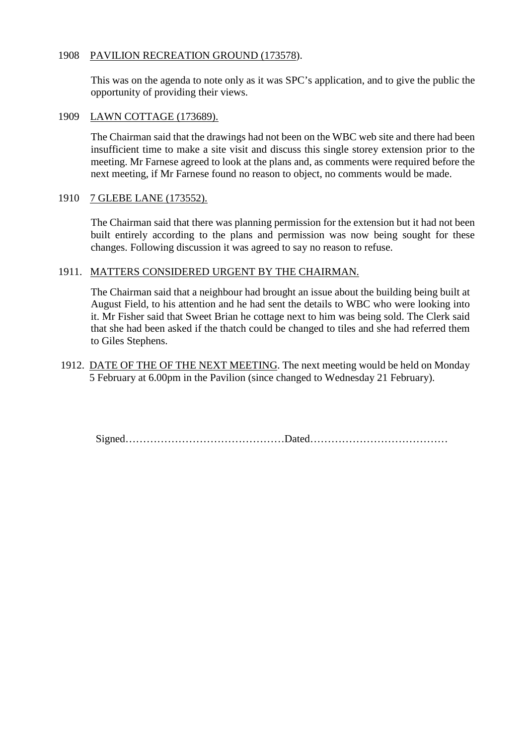1908 <u>PAVILION RECREATION GROUND (173578</u>).

This was on the agenda to note only as it was SPC's application, and to give the public the opportunity of providing their views.

1909 <u>LAWN COTTAGE (173689).</u>

The Chairman said that the drawings had not been on the WBC web site and there had been insufficient time to make a site visit and discuss this single storey extension prior to the meeting. Mr Farnese agreed to look at the plans and, as comments were required before the next meeting, if Mr Farnese found no reason to object, no comments would be made.

1910 <u>7 GLEBE LANE (173552).</u>

The Chairman said that there was planning permission for the extension but it had not been built entirely according to the plans and permission was now being sought for these changes. Following discussion it was agreed to say no reason to refuse.

1911. <u>MATTERS CONSIDERED URGENT BY THE CHAIRMAN.</u>

The Chairman said that a neighbour had brought an issue about the building being built at August Field, to his attention and he had sent the details to WBC who were looking into it. Mr Fisher said that Sweet Brian he cottage next to him was being sold. The Clerk said that she had been asked if the thatch could be changed to tiles and she had referred them to Giles Stephens.

1912. <u>DATE OF THE OF THE NEXT MEETING</u>. The next meeting would be held on Monday 5 February at 6.00pm in the Pavilion (since changed to Wednesday 21 February).

Signed………………………………………Dated…………………………………